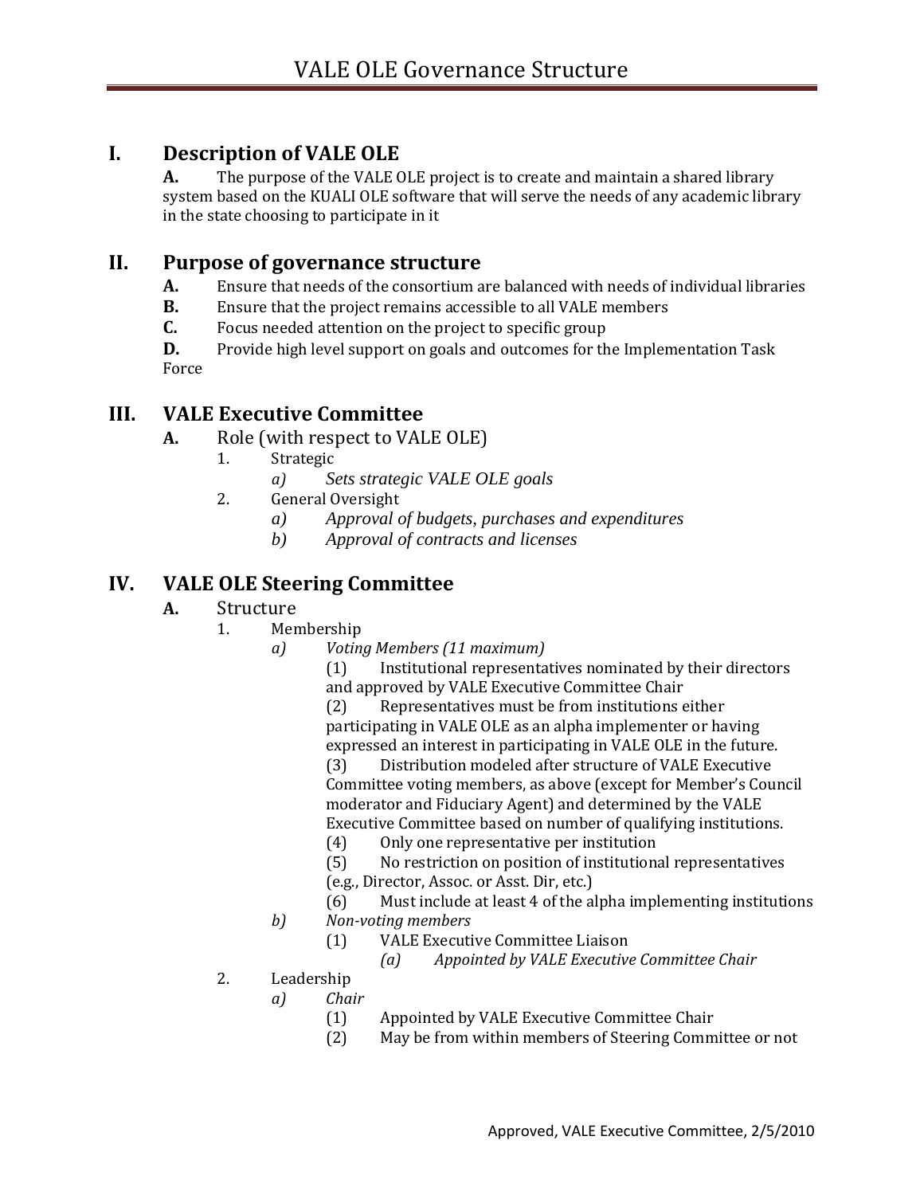# VALE OLE Governance Structure

## I. Description of VALE OLE

**A.** The purpose of the VALE OLE project is to create and maintain a shared library system based on the KUALI OLE software that will serve the needs of any academic library in the state choosing to participate in it

## II. Purpose of governance structure

**A.** Ensure that needs of the consortium are balanced with needs of individual libraries
**B.** Ensure that the project remains accessible to all VALE members
**C.** Focus needed attention on the project to specific group
**D.** Provide high level support on goals and outcomes for the Implementation Task Force

## III. VALE Executive Committee

**A.** Role (with respect to VALE OLE)

1. Strategic
    - a) *Sets strategic VALE OLE goals*
2. General Oversight
    - a) *Approval of budgets, purchases and expenditures*
    - b) *Approval of contracts and licenses*

## IV. VALE OLE Steering Committee

**A.** Structure

1. Membership
    - a) *Voting Members (11 maximum)*
        - (1) Institutional representatives nominated by their directors and approved by VALE Executive Committee Chair
        - (2) Representatives must be from institutions either participating in VALE OLE as an alpha implementer or having expressed an interest in participating in VALE OLE in the future.
        - (3) Distribution modeled after structure of VALE Executive Committee voting members, as above (except for Member's Council moderator and Fiduciary Agent) and determined by the VALE Executive Committee based on number of qualifying institutions.
        - (4) Only one representative per institution
        - (5) No restriction on position of institutional representatives (e.g., Director, Assoc. or Asst. Dir, etc.)
        - (6) Must include at least 4 of the alpha implementing institutions
    - b) *Non-voting members*
        - (1) VALE Executive Committee Liaison
            - *(a) Appointed by VALE Executive Committee Chair*
2. Leadership
    - a) *Chair*
        - (1) Appointed by VALE Executive Committee Chair
        - (2) May be from within members of Steering Committee or not

Approved, VALE Executive Committee, 2/5/2010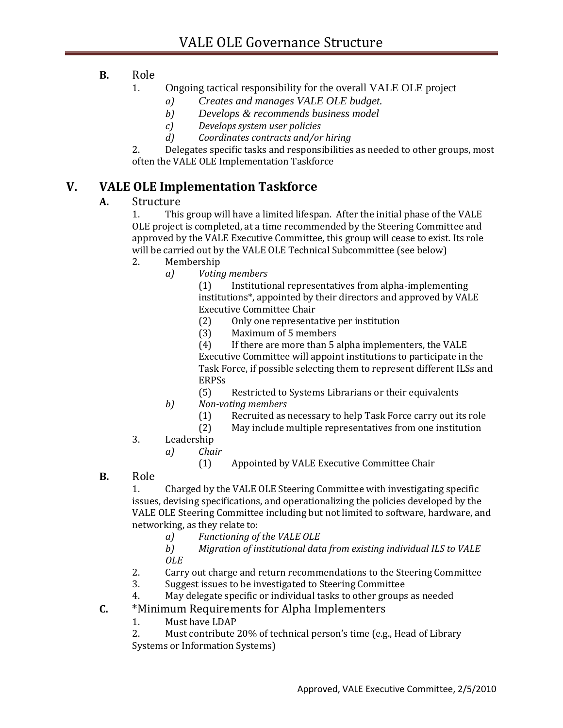**B.** Role

1. Ongoing tactical responsibility for the overall VALE OLE project
   a) *Creates and manages VALE OLE budget.*
   b) *Develops & recommends business model*
   c) *Develops system user policies*
   d) *Coordinates contracts and/or hiring*
2. Delegates specific tasks and responsibilities as needed to other groups, most often the VALE OLE Implementation Taskforce

## V. VALE OLE Implementation Taskforce

**A.** Structure

1. This group will have a limited lifespan. After the initial phase of the VALE OLE project is completed, at a time recommended by the Steering Committee and approved by the VALE Executive Committee, this group will cease to exist. Its role will be carried out by the VALE OLE Technical Subcommittee (see below)
2. Membership
   a) *Voting members*
      (1) Institutional representatives from alpha-implementing institutions*, appointed by their directors and approved by VALE Executive Committee Chair
      (2) Only one representative per institution
      (3) Maximum of 5 members
      (4) If there are more than 5 alpha implementers, the VALE Executive Committee will appoint institutions to participate in the Task Force, if possible selecting them to represent different ILSs and ERPSs
      (5) Restricted to Systems Librarians or their equivalents
   b) *Non-voting members*
      (1) Recruited as necessary to help Task Force carry out its role
      (2) May include multiple representatives from one institution
3. Leadership
   a) *Chair*
      (1) Appointed by VALE Executive Committee Chair

**B.** Role

1. Charged by the VALE OLE Steering Committee with investigating specific issues, devising specifications, and operationalizing the policies developed by the VALE OLE Steering Committee including but not limited to software, hardware, and networking, as they relate to:
   a) *Functioning of the VALE OLE*
   b) *Migration of institutional data from existing individual ILS to VALE OLE*
2. Carry out charge and return recommendations to the Steering Committee
3. Suggest issues to be investigated to Steering Committee
4. May delegate specific or individual tasks to other groups as needed

**C.** *Minimum Requirements for Alpha Implementers

1. Must have LDAP
2. Must contribute 20% of technical person's time (e.g., Head of Library Systems or Information Systems)

Approved, VALE Executive Committee, 2/5/2010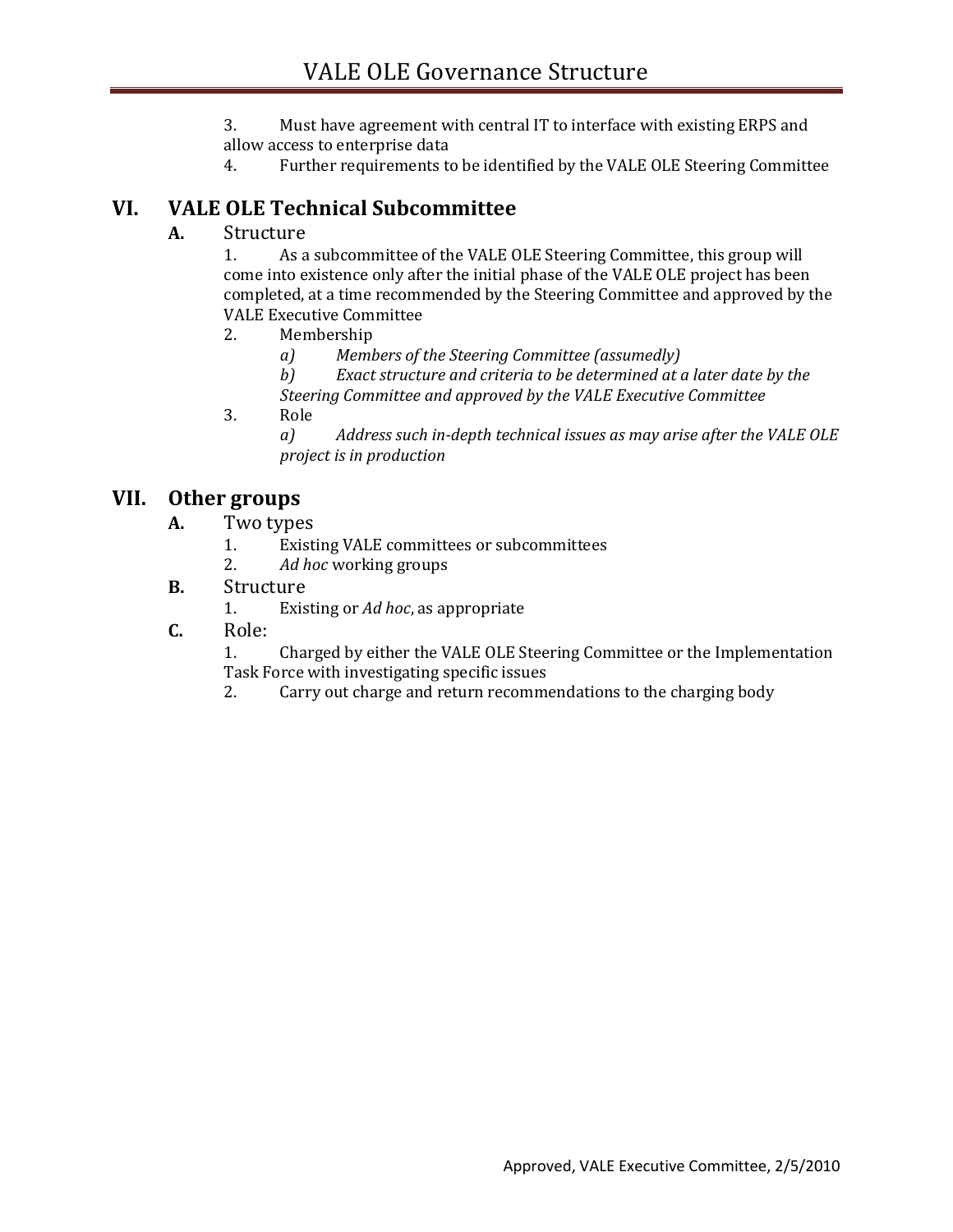3. Must have agreement with central IT to interface with existing ERPS and allow access to enterprise data
4. Further requirements to be identified by the VALE OLE Steering Committee

## VI. VALE OLE Technical Subcommittee

### A. Structure

1. As a subcommittee of the VALE OLE Steering Committee, this group will come into existence only after the initial phase of the VALE OLE project has been completed, at a time recommended by the Steering Committee and approved by the VALE Executive Committee
2. Membership
    a) *Members of the Steering Committee (assumedly)*
    b) *Exact structure and criteria to be determined at a later date by the Steering Committee and approved by the VALE Executive Committee*
3. Role
    a) *Address such in-depth technical issues as may arise after the VALE OLE project is in production*

## VII. Other groups

### A. Two types

1. Existing VALE committees or subcommittees
2. *Ad hoc* working groups

### B. Structure

1. Existing or *Ad hoc*, as appropriate

### C. Role:

1. Charged by either the VALE OLE Steering Committee or the Implementation Task Force with investigating specific issues
2. Carry out charge and return recommendations to the charging body